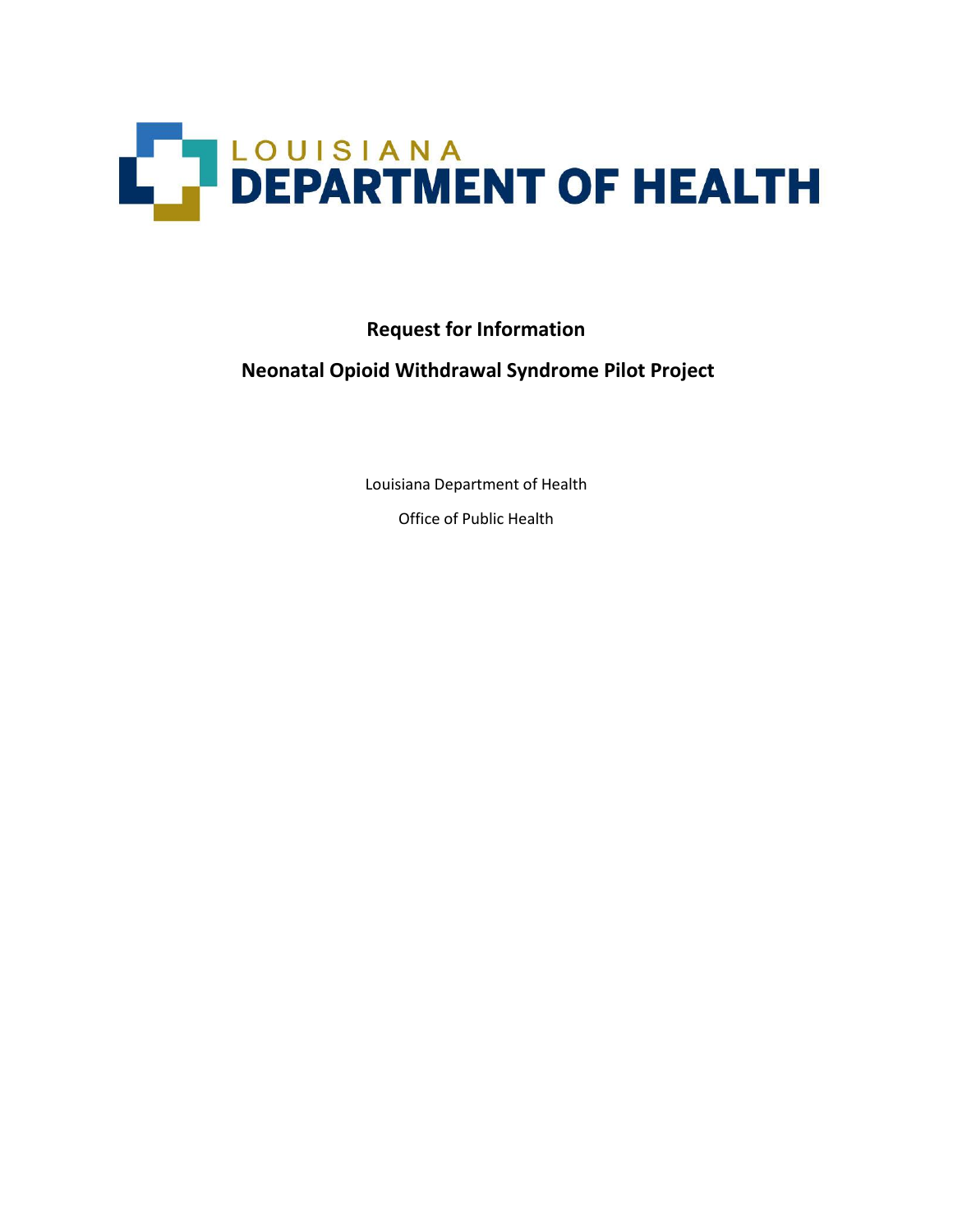LOUISIANA
DEPARTMENT OF HEALTH

# Request for Information

## Neonatal Opioid Withdrawal Syndrome Pilot Project

Louisiana Department of Health

Office of Public Health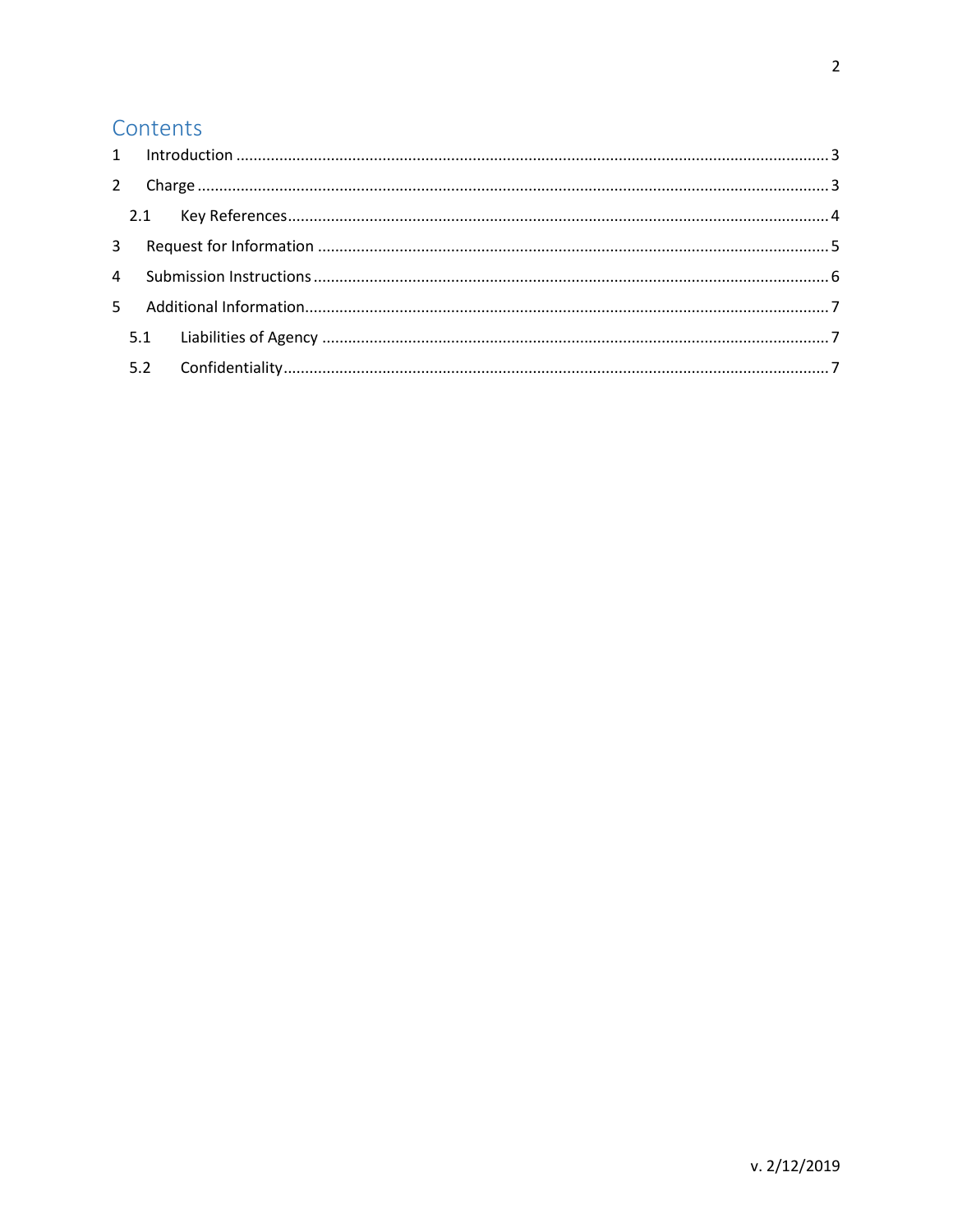# Contents

1 Introduction ........................................................................................................................................ 3

2 Charge ................................................................................................................................................ 3

  2.1 Key References ............................................................................................................................ 4

3 Request for Information ..................................................................................................................... 5

4 Submission Instructions ...................................................................................................................... 6

5 Additional Information ........................................................................................................................ 7

  5.1 Liabilities of Agency ..................................................................................................................... 7

  5.2 Confidentiality ............................................................................................................................. 7

v. 2/12/2019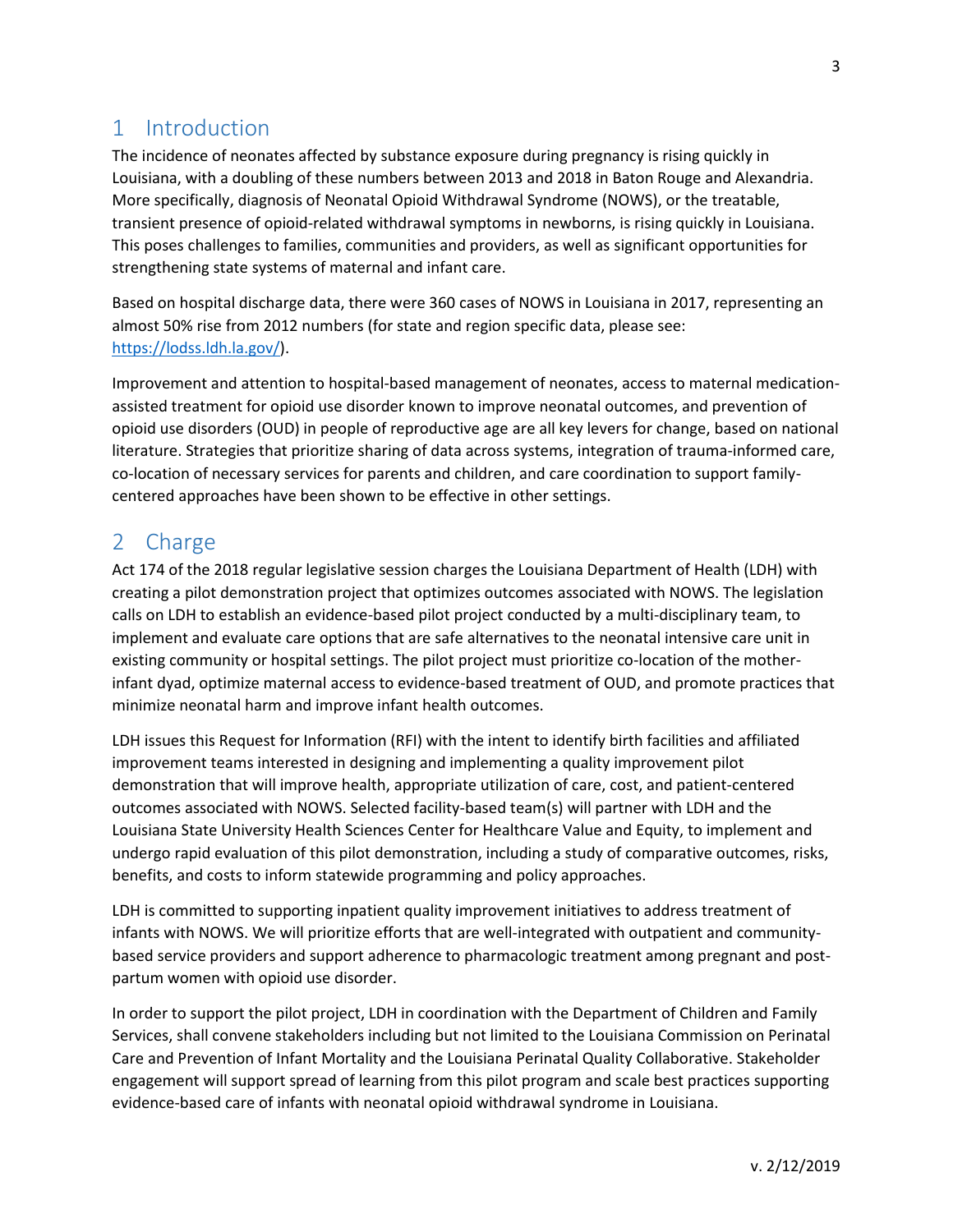# 1 Introduction

The incidence of neonates affected by substance exposure during pregnancy is rising quickly in Louisiana, with a doubling of these numbers between 2013 and 2018 in Baton Rouge and Alexandria. More specifically, diagnosis of Neonatal Opioid Withdrawal Syndrome (NOWS), or the treatable, transient presence of opioid-related withdrawal symptoms in newborns, is rising quickly in Louisiana. This poses challenges to families, communities and providers, as well as significant opportunities for strengthening state systems of maternal and infant care.

Based on hospital discharge data, there were 360 cases of NOWS in Louisiana in 2017, representing an almost 50% rise from 2012 numbers (for state and region specific data, please see: https://lodss.ldh.la.gov/).

Improvement and attention to hospital-based management of neonates, access to maternal medication-assisted treatment for opioid use disorder known to improve neonatal outcomes, and prevention of opioid use disorders (OUD) in people of reproductive age are all key levers for change, based on national literature. Strategies that prioritize sharing of data across systems, integration of trauma-informed care, co-location of necessary services for parents and children, and care coordination to support family-centered approaches have been shown to be effective in other settings.

# 2 Charge

Act 174 of the 2018 regular legislative session charges the Louisiana Department of Health (LDH) with creating a pilot demonstration project that optimizes outcomes associated with NOWS. The legislation calls on LDH to establish an evidence-based pilot project conducted by a multi-disciplinary team, to implement and evaluate care options that are safe alternatives to the neonatal intensive care unit in existing community or hospital settings. The pilot project must prioritize co-location of the mother-infant dyad, optimize maternal access to evidence-based treatment of OUD, and promote practices that minimize neonatal harm and improve infant health outcomes.

LDH issues this Request for Information (RFI) with the intent to identify birth facilities and affiliated improvement teams interested in designing and implementing a quality improvement pilot demonstration that will improve health, appropriate utilization of care, cost, and patient-centered outcomes associated with NOWS. Selected facility-based team(s) will partner with LDH and the Louisiana State University Health Sciences Center for Healthcare Value and Equity, to implement and undergo rapid evaluation of this pilot demonstration, including a study of comparative outcomes, risks, benefits, and costs to inform statewide programming and policy approaches.

LDH is committed to supporting inpatient quality improvement initiatives to address treatment of infants with NOWS. We will prioritize efforts that are well-integrated with outpatient and community-based service providers and support adherence to pharmacologic treatment among pregnant and post-partum women with opioid use disorder.

In order to support the pilot project, LDH in coordination with the Department of Children and Family Services, shall convene stakeholders including but not limited to the Louisiana Commission on Perinatal Care and Prevention of Infant Mortality and the Louisiana Perinatal Quality Collaborative. Stakeholder engagement will support spread of learning from this pilot program and scale best practices supporting evidence-based care of infants with neonatal opioid withdrawal syndrome in Louisiana.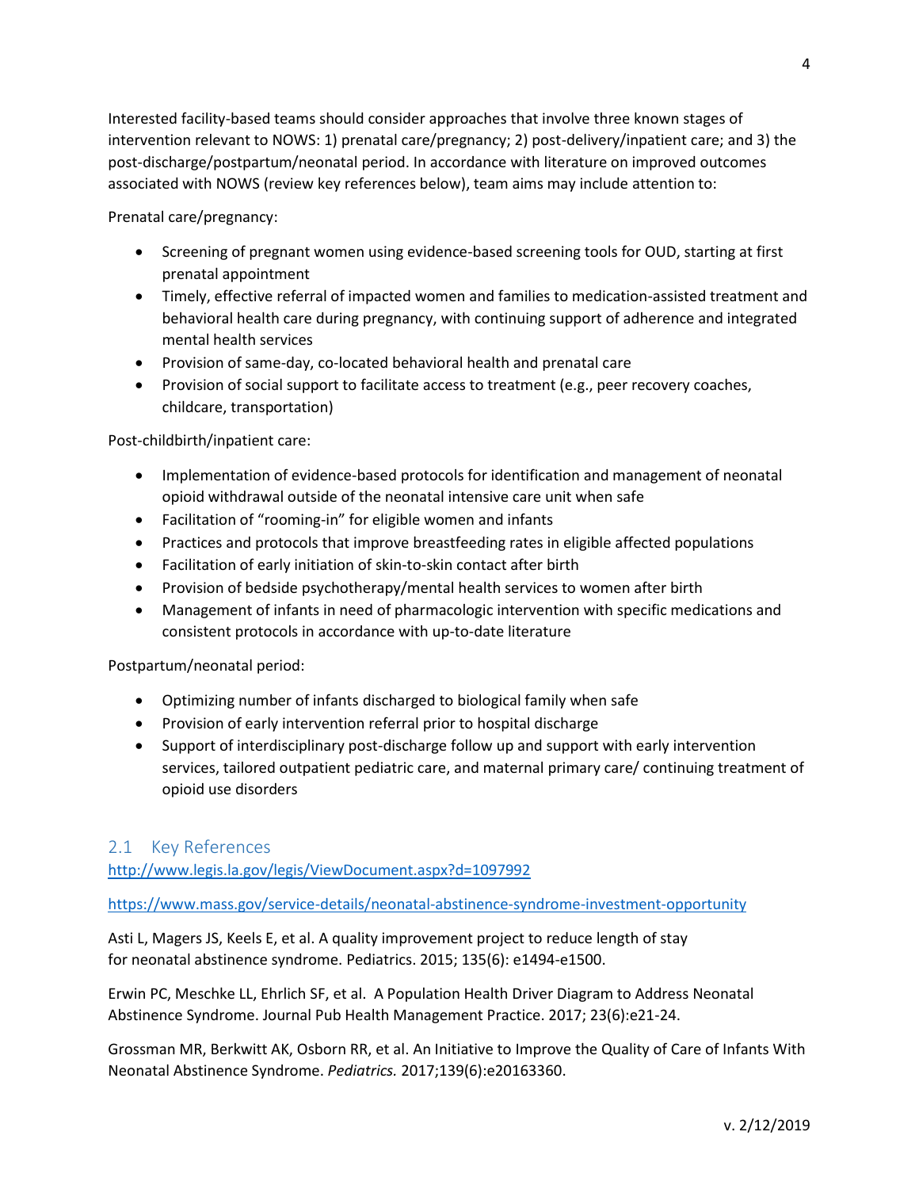Interested facility-based teams should consider approaches that involve three known stages of intervention relevant to NOWS: 1) prenatal care/pregnancy; 2) post-delivery/inpatient care; and 3) the post-discharge/postpartum/neonatal period. In accordance with literature on improved outcomes associated with NOWS (review key references below), team aims may include attention to:

Prenatal care/pregnancy:

- Screening of pregnant women using evidence-based screening tools for OUD, starting at first prenatal appointment
- Timely, effective referral of impacted women and families to medication-assisted treatment and behavioral health care during pregnancy, with continuing support of adherence and integrated mental health services
- Provision of same-day, co-located behavioral health and prenatal care
- Provision of social support to facilitate access to treatment (e.g., peer recovery coaches, childcare, transportation)

Post-childbirth/inpatient care:

- Implementation of evidence-based protocols for identification and management of neonatal opioid withdrawal outside of the neonatal intensive care unit when safe
- Facilitation of "rooming-in" for eligible women and infants
- Practices and protocols that improve breastfeeding rates in eligible affected populations
- Facilitation of early initiation of skin-to-skin contact after birth
- Provision of bedside psychotherapy/mental health services to women after birth
- Management of infants in need of pharmacologic intervention with specific medications and consistent protocols in accordance with up-to-date literature

Postpartum/neonatal period:

- Optimizing number of infants discharged to biological family when safe
- Provision of early intervention referral prior to hospital discharge
- Support of interdisciplinary post-discharge follow up and support with early intervention services, tailored outpatient pediatric care, and maternal primary care/ continuing treatment of opioid use disorders

## 2.1 Key References

http://www.legis.la.gov/legis/ViewDocument.aspx?d=1097992

https://www.mass.gov/service-details/neonatal-abstinence-syndrome-investment-opportunity

Asti L, Magers JS, Keels E, et al. A quality improvement project to reduce length of stay for neonatal abstinence syndrome. Pediatrics. 2015; 135(6): e1494-e1500.

Erwin PC, Meschke LL, Ehrlich SF, et al. A Population Health Driver Diagram to Address Neonatal Abstinence Syndrome. Journal Pub Health Management Practice. 2017; 23(6):e21-24.

Grossman MR, Berkwitt AK, Osborn RR, et al. An Initiative to Improve the Quality of Care of Infants With Neonatal Abstinence Syndrome. *Pediatrics.* 2017;139(6):e20163360.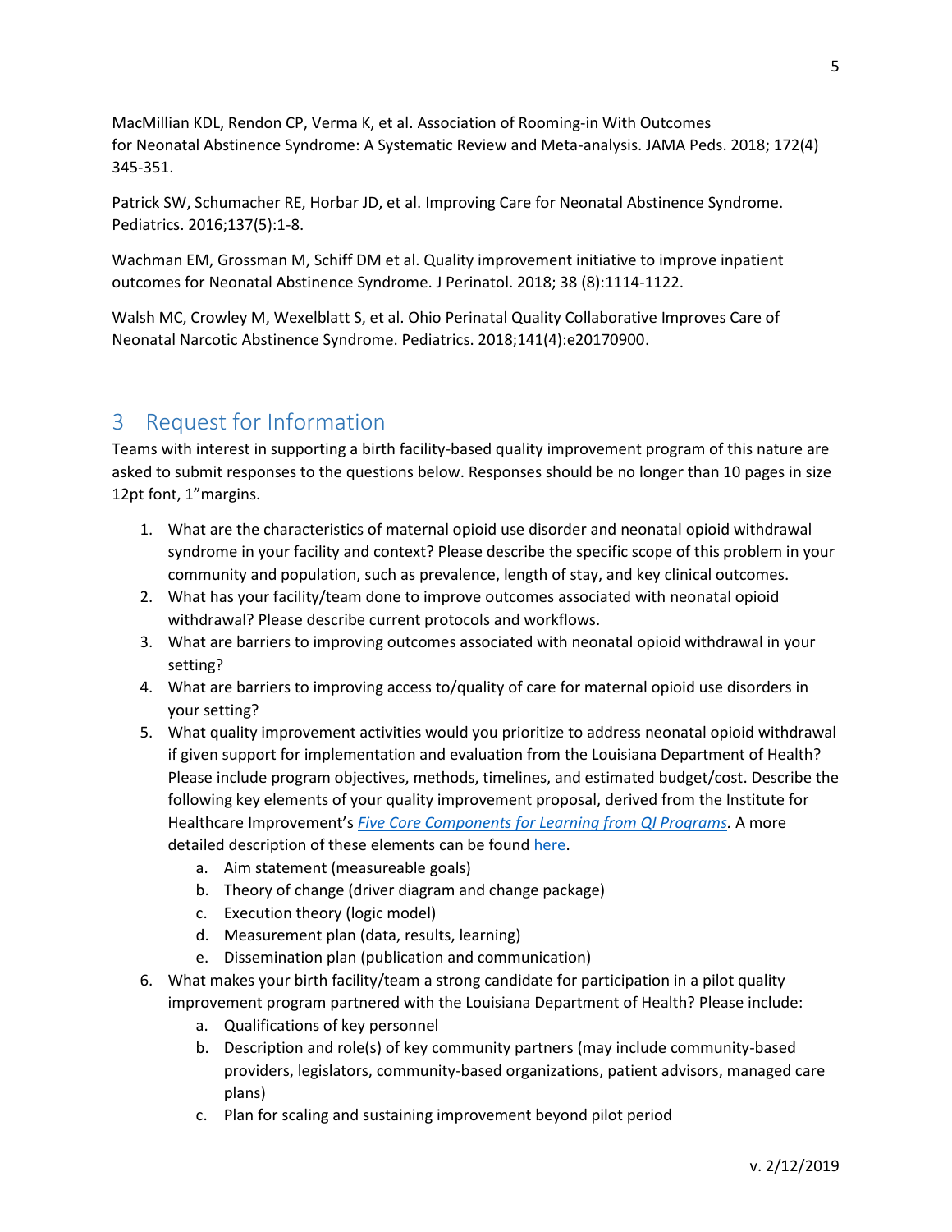MacMillian KDL, Rendon CP, Verma K, et al. Association of Rooming-in With Outcomes for Neonatal Abstinence Syndrome: A Systematic Review and Meta-analysis. JAMA Peds. 2018; 172(4) 345-351.

Patrick SW, Schumacher RE, Horbar JD, et al. Improving Care for Neonatal Abstinence Syndrome. Pediatrics. 2016;137(5):1-8.

Wachman EM, Grossman M, Schiff DM et al. Quality improvement initiative to improve inpatient outcomes for Neonatal Abstinence Syndrome. J Perinatol. 2018; 38 (8):1114-1122.

Walsh MC, Crowley M, Wexelblatt S, et al. Ohio Perinatal Quality Collaborative Improves Care of Neonatal Narcotic Abstinence Syndrome. Pediatrics. 2018;141(4):e20170900.

# 3 Request for Information

Teams with interest in supporting a birth facility-based quality improvement program of this nature are asked to submit responses to the questions below. Responses should be no longer than 10 pages in size 12pt font, 1"margins.

1. What are the characteristics of maternal opioid use disorder and neonatal opioid withdrawal syndrome in your facility and context? Please describe the specific scope of this problem in your community and population, such as prevalence, length of stay, and key clinical outcomes.
2. What has your facility/team done to improve outcomes associated with neonatal opioid withdrawal? Please describe current protocols and workflows.
3. What are barriers to improving outcomes associated with neonatal opioid withdrawal in your setting?
4. What are barriers to improving access to/quality of care for maternal opioid use disorders in your setting?
5. What quality improvement activities would you prioritize to address neonatal opioid withdrawal if given support for implementation and evaluation from the Louisiana Department of Health? Please include program objectives, methods, timelines, and estimated budget/cost. Describe the following key elements of your quality improvement proposal, derived from the Institute for Healthcare Improvement's *Five Core Components for Learning from QI Programs.* A more detailed description of these elements can be found here.
   a. Aim statement (measureable goals)
   b. Theory of change (driver diagram and change package)
   c. Execution theory (logic model)
   d. Measurement plan (data, results, learning)
   e. Dissemination plan (publication and communication)
6. What makes your birth facility/team a strong candidate for participation in a pilot quality improvement program partnered with the Louisiana Department of Health? Please include:
   a. Qualifications of key personnel
   b. Description and role(s) of key community partners (may include community-based providers, legislators, community-based organizations, patient advisors, managed care plans)
   c. Plan for scaling and sustaining improvement beyond pilot period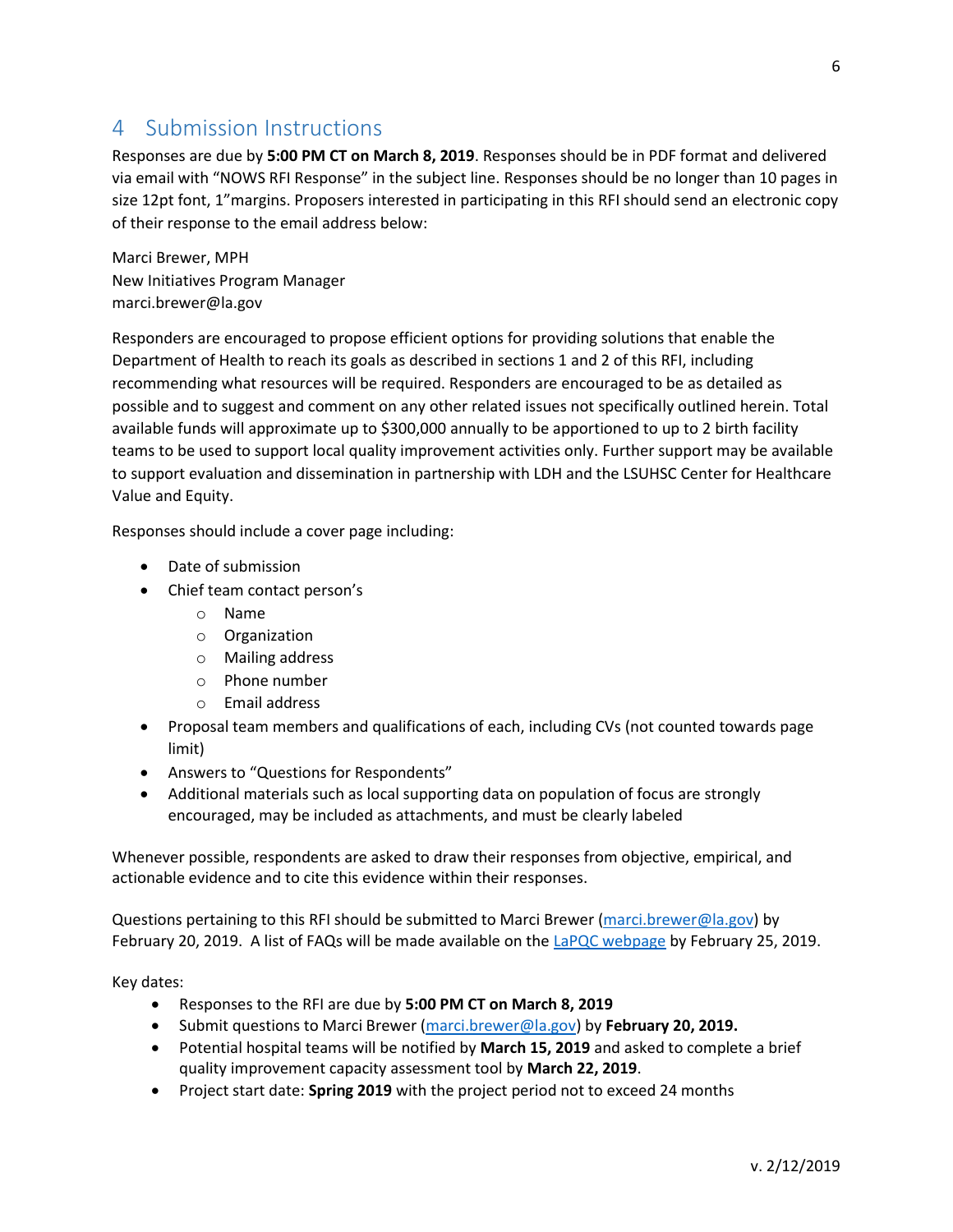# 4 Submission Instructions

Responses are due by **5:00 PM CT on March 8, 2019**. Responses should be in PDF format and delivered via email with "NOWS RFI Response" in the subject line. Responses should be no longer than 10 pages in size 12pt font, 1"margins. Proposers interested in participating in this RFI should send an electronic copy of their response to the email address below:

Marci Brewer, MPH
New Initiatives Program Manager
marci.brewer@la.gov

Responders are encouraged to propose efficient options for providing solutions that enable the Department of Health to reach its goals as described in sections 1 and 2 of this RFI, including recommending what resources will be required. Responders are encouraged to be as detailed as possible and to suggest and comment on any other related issues not specifically outlined herein. Total available funds will approximate up to $300,000 annually to be apportioned to up to 2 birth facility teams to be used to support local quality improvement activities only. Further support may be available to support evaluation and dissemination in partnership with LDH and the LSUHSC Center for Healthcare Value and Equity.

Responses should include a cover page including:

- Date of submission
- Chief team contact person's
  - Name
  - Organization
  - Mailing address
  - Phone number
  - Email address
- Proposal team members and qualifications of each, including CVs (not counted towards page limit)
- Answers to "Questions for Respondents"
- Additional materials such as local supporting data on population of focus are strongly encouraged, may be included as attachments, and must be clearly labeled

Whenever possible, respondents are asked to draw their responses from objective, empirical, and actionable evidence and to cite this evidence within their responses.

Questions pertaining to this RFI should be submitted to Marci Brewer (marci.brewer@la.gov) by February 20, 2019. A list of FAQs will be made available on the LaPQC webpage by February 25, 2019.

Key dates:

- Responses to the RFI are due by **5:00 PM CT on March 8, 2019**
- Submit questions to Marci Brewer (marci.brewer@la.gov) by **February 20, 2019.**
- Potential hospital teams will be notified by **March 15, 2019** and asked to complete a brief quality improvement capacity assessment tool by **March 22, 2019**.
- Project start date: **Spring 2019** with the project period not to exceed 24 months

v. 2/12/2019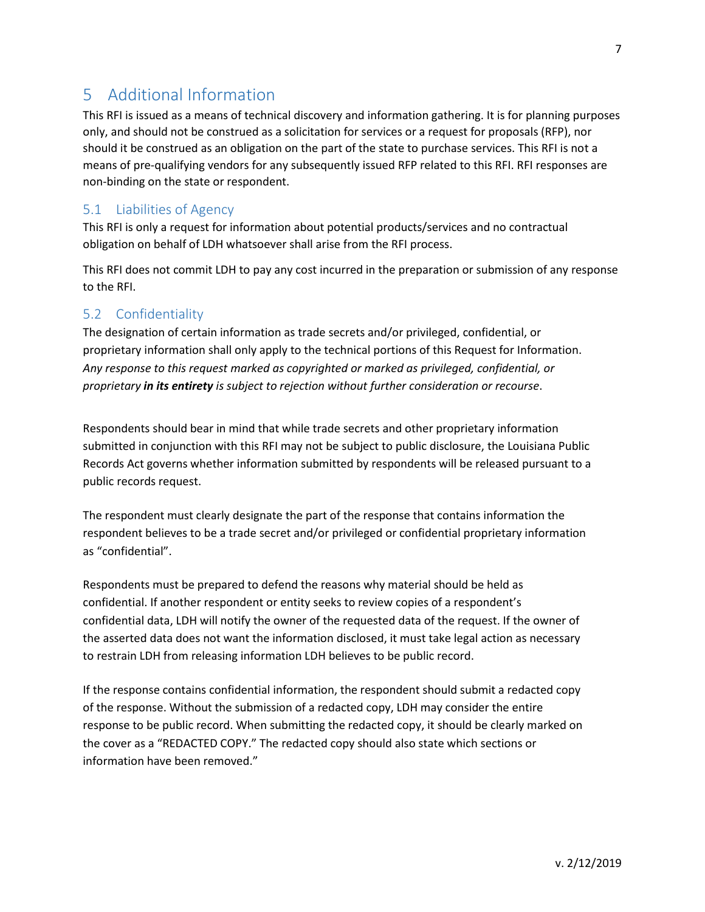# 5 Additional Information

This RFI is issued as a means of technical discovery and information gathering. It is for planning purposes only, and should not be construed as a solicitation for services or a request for proposals (RFP), nor should it be construed as an obligation on the part of the state to purchase services. This RFI is not a means of pre-qualifying vendors for any subsequently issued RFP related to this RFI. RFI responses are non-binding on the state or respondent.

## 5.1 Liabilities of Agency

This RFI is only a request for information about potential products/services and no contractual obligation on behalf of LDH whatsoever shall arise from the RFI process.

This RFI does not commit LDH to pay any cost incurred in the preparation or submission of any response to the RFI.

## 5.2 Confidentiality

The designation of certain information as trade secrets and/or privileged, confidential, or proprietary information shall only apply to the technical portions of this Request for Information. *Any response to this request marked as copyrighted or marked as privileged, confidential, or proprietary* ***in its entirety*** *is subject to rejection without further consideration or recourse*.

Respondents should bear in mind that while trade secrets and other proprietary information submitted in conjunction with this RFI may not be subject to public disclosure, the Louisiana Public Records Act governs whether information submitted by respondents will be released pursuant to a public records request.

The respondent must clearly designate the part of the response that contains information the respondent believes to be a trade secret and/or privileged or confidential proprietary information as "confidential".

Respondents must be prepared to defend the reasons why material should be held as confidential. If another respondent or entity seeks to review copies of a respondent's confidential data, LDH will notify the owner of the requested data of the request. If the owner of the asserted data does not want the information disclosed, it must take legal action as necessary to restrain LDH from releasing information LDH believes to be public record.

If the response contains confidential information, the respondent should submit a redacted copy of the response. Without the submission of a redacted copy, LDH may consider the entire response to be public record. When submitting the redacted copy, it should be clearly marked on the cover as a "REDACTED COPY." The redacted copy should also state which sections or information have been removed."